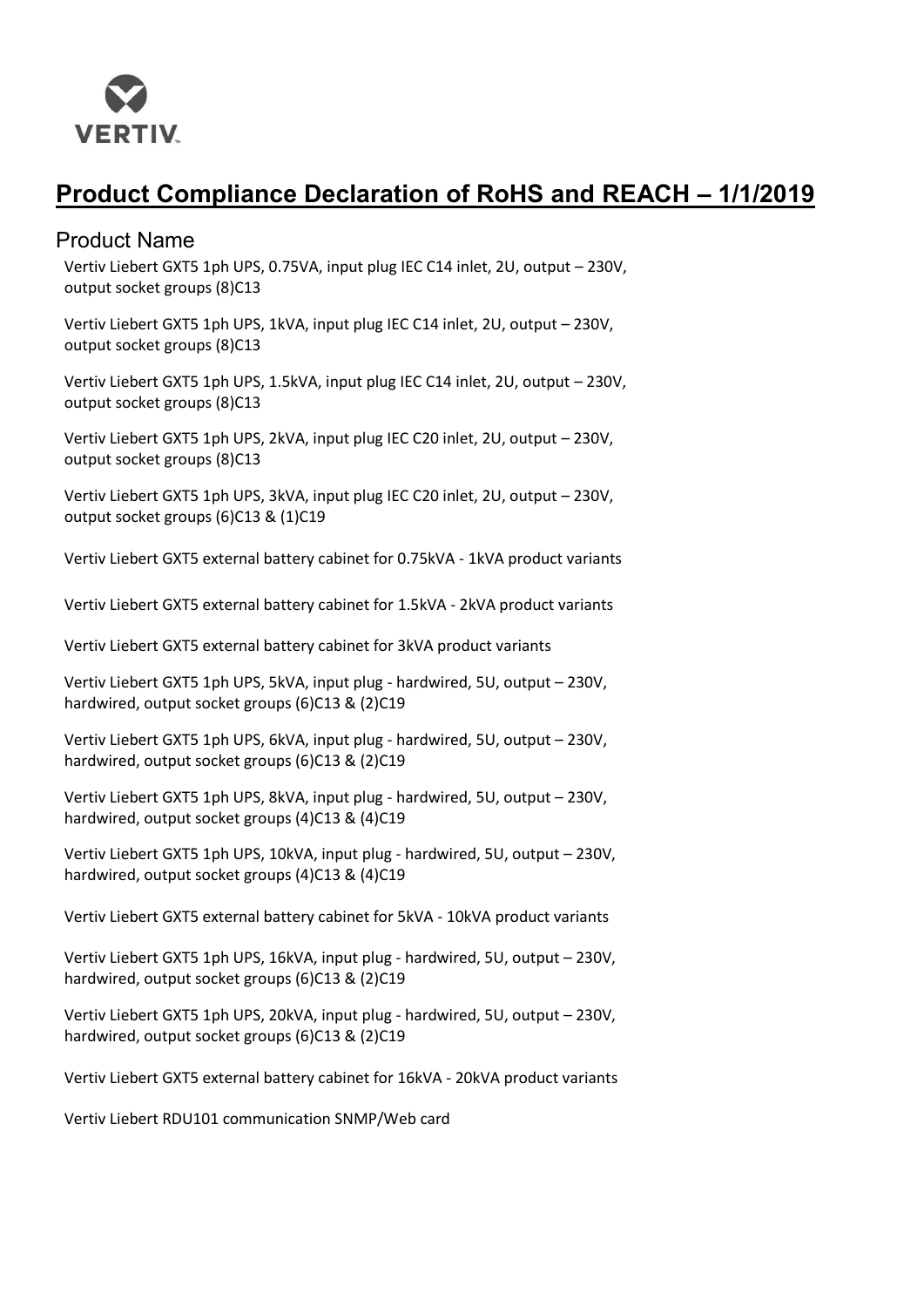VERTIV

# Product Compliance Declaration of RoHS and REACH – 1/1/2019

## Product Name

Vertiv Liebert GXT5 1ph UPS, 0.75VA, input plug IEC C14 inlet, 2U, output – 230V, output socket groups (8)C13

Vertiv Liebert GXT5 1ph UPS, 1kVA, input plug IEC C14 inlet, 2U, output – 230V, output socket groups (8)C13

Vertiv Liebert GXT5 1ph UPS, 1.5kVA, input plug IEC C14 inlet, 2U, output – 230V, output socket groups (8)C13

Vertiv Liebert GXT5 1ph UPS, 2kVA, input plug IEC C20 inlet, 2U, output – 230V, output socket groups (8)C13

Vertiv Liebert GXT5 1ph UPS, 3kVA, input plug IEC C20 inlet, 2U, output – 230V, output socket groups (6)C13 & (1)C19

Vertiv Liebert GXT5 external battery cabinet for 0.75kVA - 1kVA product variants

Vertiv Liebert GXT5 external battery cabinet for 1.5kVA - 2kVA product variants

Vertiv Liebert GXT5 external battery cabinet for 3kVA product variants

Vertiv Liebert GXT5 1ph UPS, 5kVA, input plug - hardwired, 5U, output – 230V, hardwired, output socket groups (6)C13 & (2)C19

Vertiv Liebert GXT5 1ph UPS, 6kVA, input plug - hardwired, 5U, output – 230V, hardwired, output socket groups (6)C13 & (2)C19

Vertiv Liebert GXT5 1ph UPS, 8kVA, input plug - hardwired, 5U, output – 230V, hardwired, output socket groups (4)C13 & (4)C19

Vertiv Liebert GXT5 1ph UPS, 10kVA, input plug - hardwired, 5U, output – 230V, hardwired, output socket groups (4)C13 & (4)C19

Vertiv Liebert GXT5 external battery cabinet for 5kVA - 10kVA product variants

Vertiv Liebert GXT5 1ph UPS, 16kVA, input plug - hardwired, 5U, output – 230V, hardwired, output socket groups (6)C13 & (2)C19

Vertiv Liebert GXT5 1ph UPS, 20kVA, input plug - hardwired, 5U, output – 230V, hardwired, output socket groups (6)C13 & (2)C19

Vertiv Liebert GXT5 external battery cabinet for 16kVA - 20kVA product variants

Vertiv Liebert RDU101 communication SNMP/Web card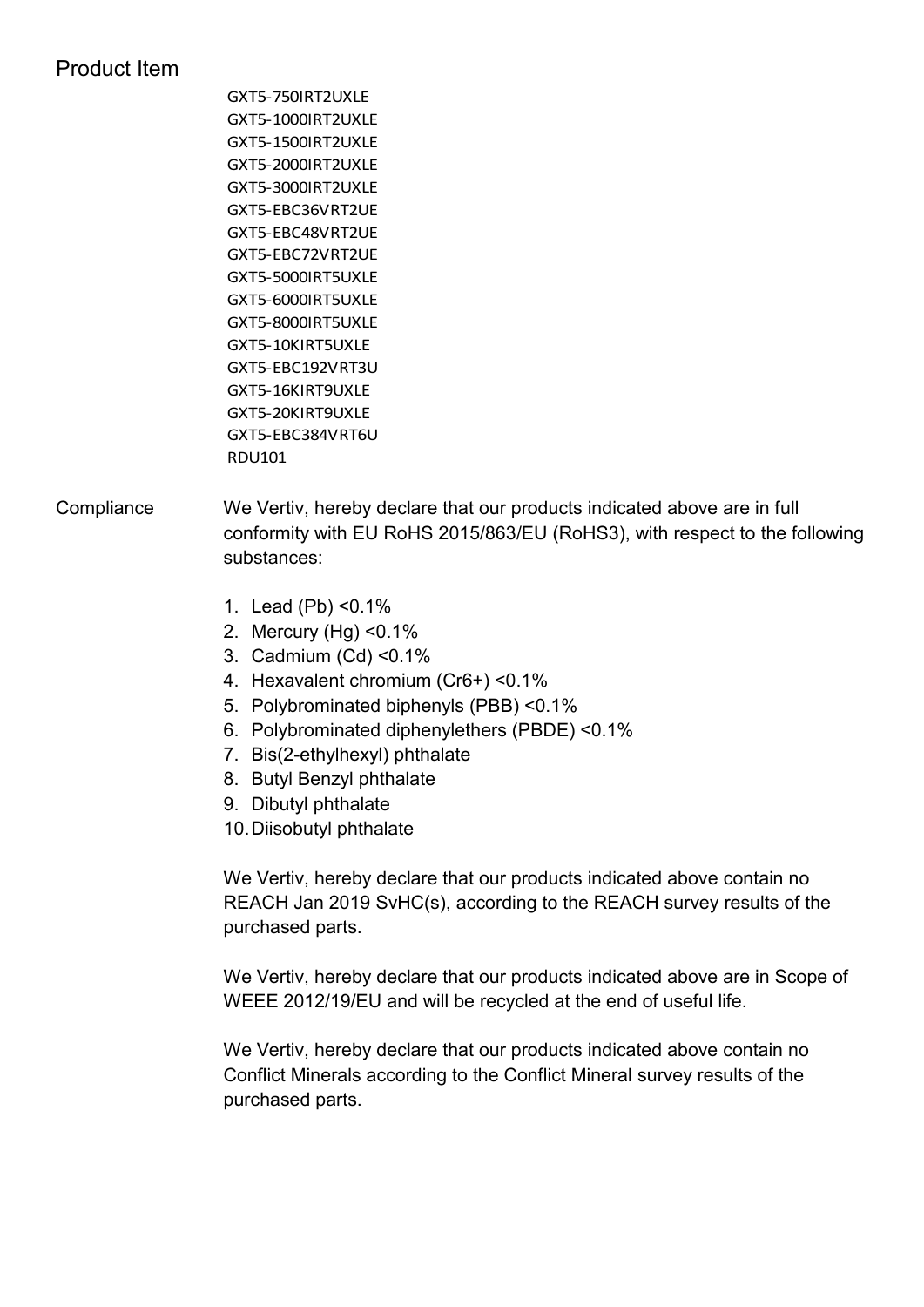## Product Item

GXT5-750IRT2UXLE
GXT5-1000IRT2UXLE
GXT5-1500IRT2UXLE
GXT5-2000IRT2UXLE
GXT5-3000IRT2UXLE
GXT5-EBC36VRT2UE
GXT5-EBC48VRT2UE
GXT5-EBC72VRT2UE
GXT5-5000IRT5UXLE
GXT5-6000IRT5UXLE
GXT5-8000IRT5UXLE
GXT5-10KIRT5UXLE
GXT5-EBC192VRT3U
GXT5-16KIRT9UXLE
GXT5-20KIRT9UXLE
GXT5-EBC384VRT6U
RDU101

## Compliance

We Vertiv, hereby declare that our products indicated above are in full conformity with EU RoHS 2015/863/EU (RoHS3), with respect to the following substances:

1. Lead (Pb) <0.1%
2. Mercury (Hg) <0.1%
3. Cadmium (Cd) <0.1%
4. Hexavalent chromium ($Cr^{6+}$) <0.1%
5. Polybrominated biphenyls (PBB) <0.1%
6. Polybrominated diphenylethers (PBDE) <0.1%
7. Bis(2-ethylhexyl) phthalate
8. Butyl Benzyl phthalate
9. Dibutyl phthalate
10. Diisobutyl phthalate

We Vertiv, hereby declare that our products indicated above contain no REACH Jan 2019 SvHC(s), according to the REACH survey results of the purchased parts.

We Vertiv, hereby declare that our products indicated above are in Scope of WEEE 2012/19/EU and will be recycled at the end of useful life.

We Vertiv, hereby declare that our products indicated above contain no Conflict Minerals according to the Conflict Mineral survey results of the purchased parts.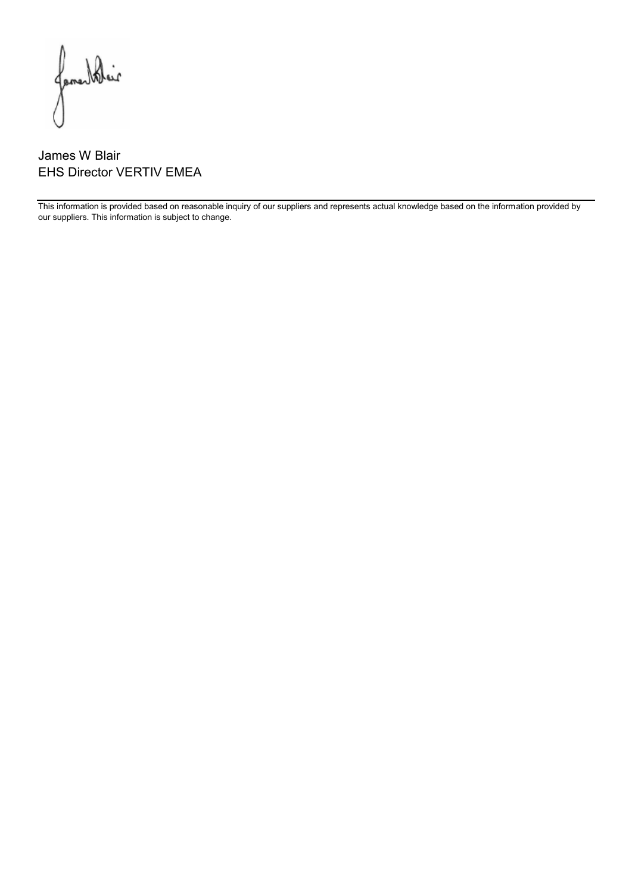James W Blair
EHS Director VERTIV EMEA

---

This information is provided based on reasonable inquiry of our suppliers and represents actual knowledge based on the information provided by our suppliers. This information is subject to change.